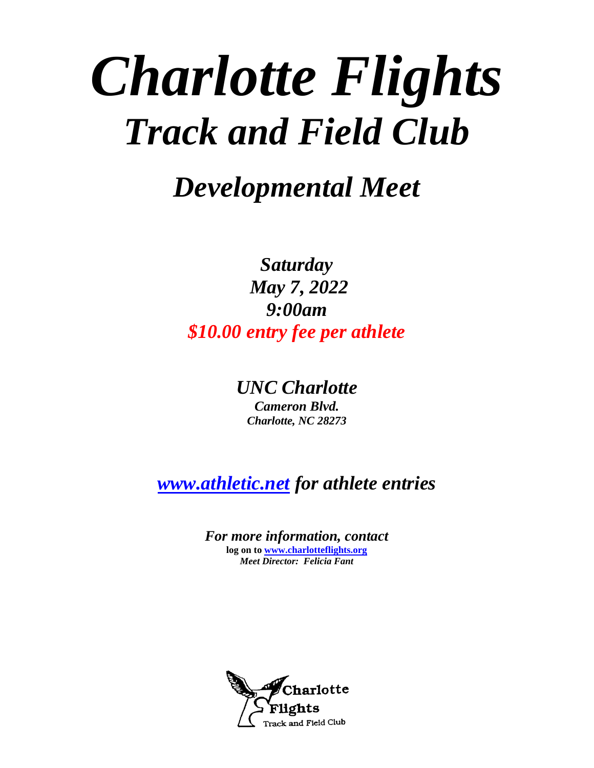# *Charlotte Flights*
# *Track and Field Club*

## *Developmental Meet*

***Saturday***
***May 7, 2022***
***9:00am***
***$10.00 entry fee per athlete***

***UNC Charlotte***
***Cameron Blvd.***
***Charlotte, NC 28273***

***www.athletic.net for athlete entries***

***For more information, contact***
**log on to www.charlotteflights.org**
***Meet Director: Felicia Fant***

Charlotte Flights Track and Field Club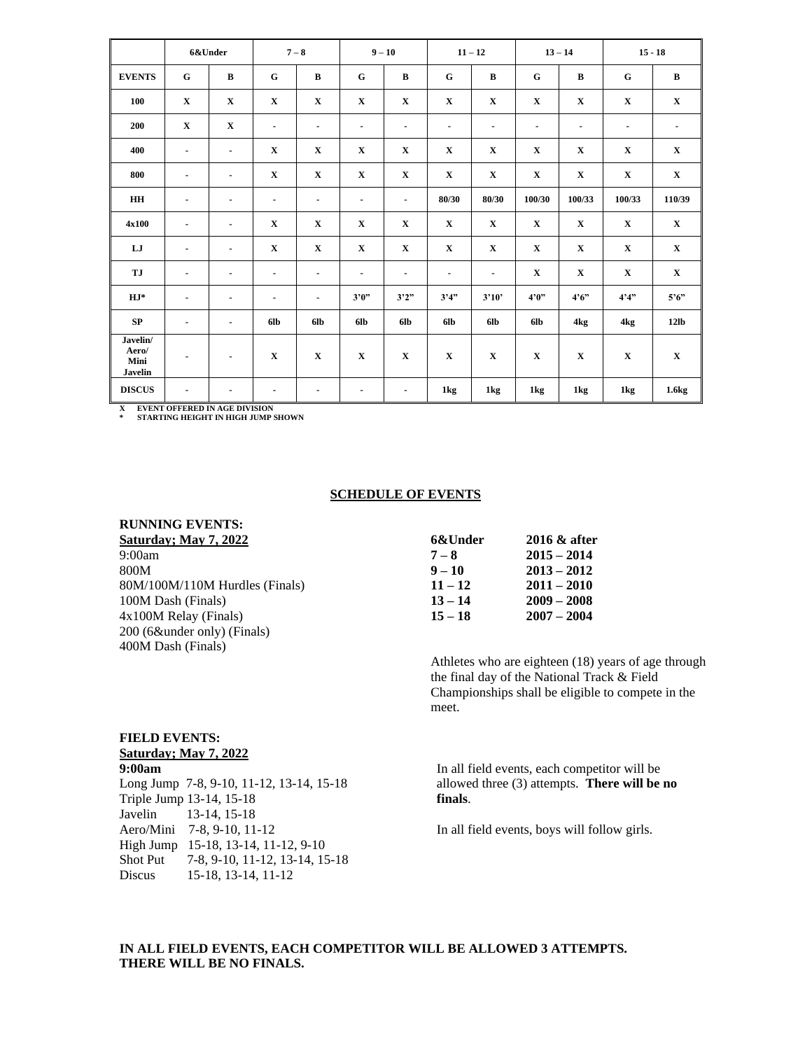| | 6&Under | | 7 – 8 | | 9 – 10 | | 11 – 12 | | 13 – 14 | | 15 - 18 | |
|---|---|---|---|---|---|---|---|---|---|---|---|---|
| **EVENTS** | **G** | **B** | **G** | **B** | **G** | **B** | **G** | **B** | **G** | **B** | **G** | **B** |
| **100** | X | X | X | X | X | X | X | X | X | X | X | X |
| **200** | X | X | - | - | - | - | - | - | - | - | - | - |
| **400** | - | - | X | X | X | X | X | X | X | X | X | X |
| **800** | - | - | X | X | X | X | X | X | X | X | X | X |
| **HH** | - | - | - | - | - | - | 80/30 | 80/30 | 100/30 | 100/33 | 100/33 | 110/39 |
| **4x100** | - | - | X | X | X | X | X | X | X | X | X | X |
| **LJ** | - | - | X | X | X | X | X | X | X | X | X | X |
| **TJ** | - | - | - | - | - | - | - | - | X | X | X | X |
| **HJ*** | - | - | - | - | 3'0" | 3'2" | 3'4" | 3'10' | 4'0" | 4'6" | 4'4" | 5'6" |
| **SP** | - | - | 6lb | 6lb | 6lb | 6lb | 6lb | 6lb | 6lb | 4kg | 4kg | 12lb |
| **Javelin/ Aero/ Mini Javelin** | - | - | X | X | X | X | X | X | X | X | X | X |
| **DISCUS** | - | - | - | - | - | - | 1kg | 1kg | 1kg | 1kg | 1kg | 1.6kg |

**X EVENT OFFERED IN AGE DIVISION**
**\* STARTING HEIGHT IN HIGH JUMP SHOWN**

## SCHEDULE OF EVENTS

**RUNNING EVENTS:**
**Saturday; May 7, 2022**
9:00am
800M
80M/100M/110M Hurdles (Finals)
100M Dash (Finals)
4x100M Relay (Finals)
200 (6&under only) (Finals)
400M Dash (Finals)

| | |
|---|---|
| **6&Under** | **2016 & after** |
| **7 – 8** | **2015 – 2014** |
| **9 – 10** | **2013 – 2012** |
| **11 – 12** | **2011 – 2010** |
| **13 – 14** | **2009 – 2008** |
| **15 – 18** | **2007 – 2004** |

Athletes who are eighteen (18) years of age through the final day of the National Track & Field Championships shall be eligible to compete in the meet.

**FIELD EVENTS:**
**Saturday; May 7, 2022**
**9:00am**
Long Jump 7-8, 9-10, 11-12, 13-14, 15-18
Triple Jump 13-14, 15-18
Javelin 13-14, 15-18
Aero/Mini 7-8, 9-10, 11-12
High Jump 15-18, 13-14, 11-12, 9-10
Shot Put 7-8, 9-10, 11-12, 13-14, 15-18
Discus 15-18, 13-14, 11-12

In all field events, each competitor will be allowed three (3) attempts. **There will be no finals**.

In all field events, boys will follow girls.

**IN ALL FIELD EVENTS, EACH COMPETITOR WILL BE ALLOWED 3 ATTEMPTS. THERE WILL BE NO FINALS.**